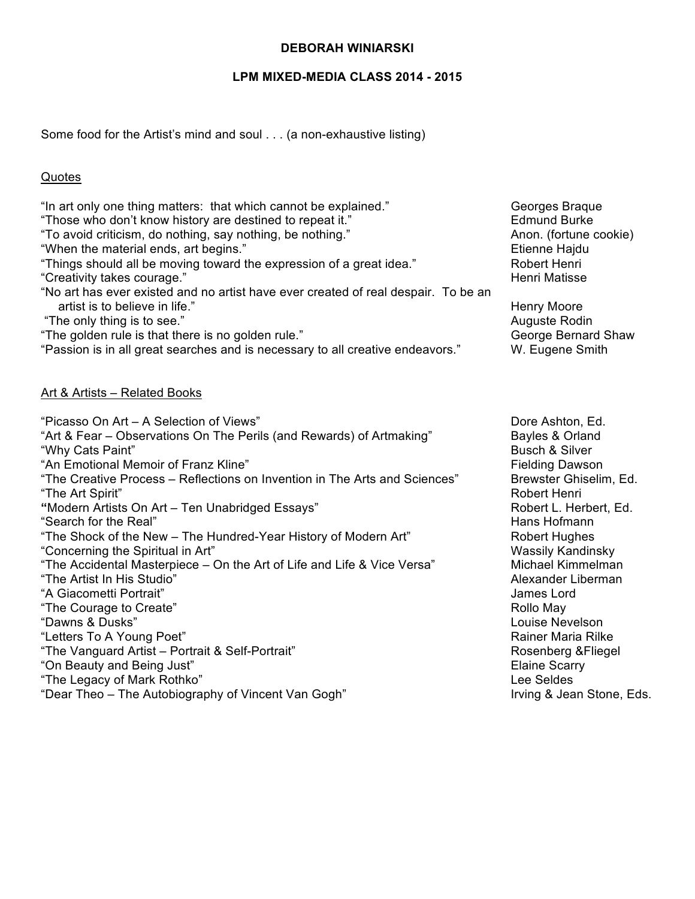**DEBORAH WINIARSKI**

**LPM MIXED-MEDIA CLASS 2014 - 2015**

Some food for the Artist's mind and soul . . . (a non-exhaustive listing)

## Quotes

| Quote | Author |
| --- | --- |
| "In art only one thing matters: that which cannot be explained." | Georges Braque |
| "Those who don't know history are destined to repeat it." | Edmund Burke |
| "To avoid criticism, do nothing, say nothing, be nothing." | Anon. (fortune cookie) |
| "When the material ends, art begins." | Etienne Hajdu |
| "Things should all be moving toward the expression of a great idea." | Robert Henri |
| "Creativity takes courage." | Henri Matisse |
| "No art has ever existed and no artist have ever created of real despair. To be an artist is to believe in life." | Henry Moore |
| "The only thing is to see." | Auguste Rodin |
| "The golden rule is that there is no golden rule." | George Bernard Shaw |
| "Passion is in all great searches and is necessary to all creative endeavors." | W. Eugene Smith |

## Art & Artists – Related Books

| Title | Author |
| --- | --- |
| "Picasso On Art – A Selection of Views" | Dore Ashton, Ed. |
| "Art & Fear – Observations On The Perils (and Rewards) of Artmaking" | Bayles & Orland |
| "Why Cats Paint" | Busch & Silver |
| "An Emotional Memoir of Franz Kline" | Fielding Dawson |
| "The Creative Process – Reflections on Invention in The Arts and Sciences" | Brewster Ghiselim, Ed. |
| "The Art Spirit" | Robert Henri |
| "Modern Artists On Art – Ten Unabridged Essays" | Robert L. Herbert, Ed. |
| "Search for the Real" | Hans Hofmann |
| "The Shock of the New – The Hundred-Year History of Modern Art" | Robert Hughes |
| "Concerning the Spiritual in Art" | Wassily Kandinsky |
| "The Accidental Masterpiece – On the Art of Life and Life & Vice Versa" | Michael Kimmelman |
| "The Artist In His Studio" | Alexander Liberman |
| "A Giacometti Portrait" | James Lord |
| "The Courage to Create" | Rollo May |
| "Dawns & Dusks" | Louise Nevelson |
| "Letters To A Young Poet" | Rainer Maria Rilke |
| "The Vanguard Artist – Portrait & Self-Portrait" | Rosenberg &Fliegel |
| "On Beauty and Being Just" | Elaine Scarry |
| "The Legacy of Mark Rothko" | Lee Seldes |
| "Dear Theo – The Autobiography of Vincent Van Gogh" | Irving & Jean Stone, Eds. |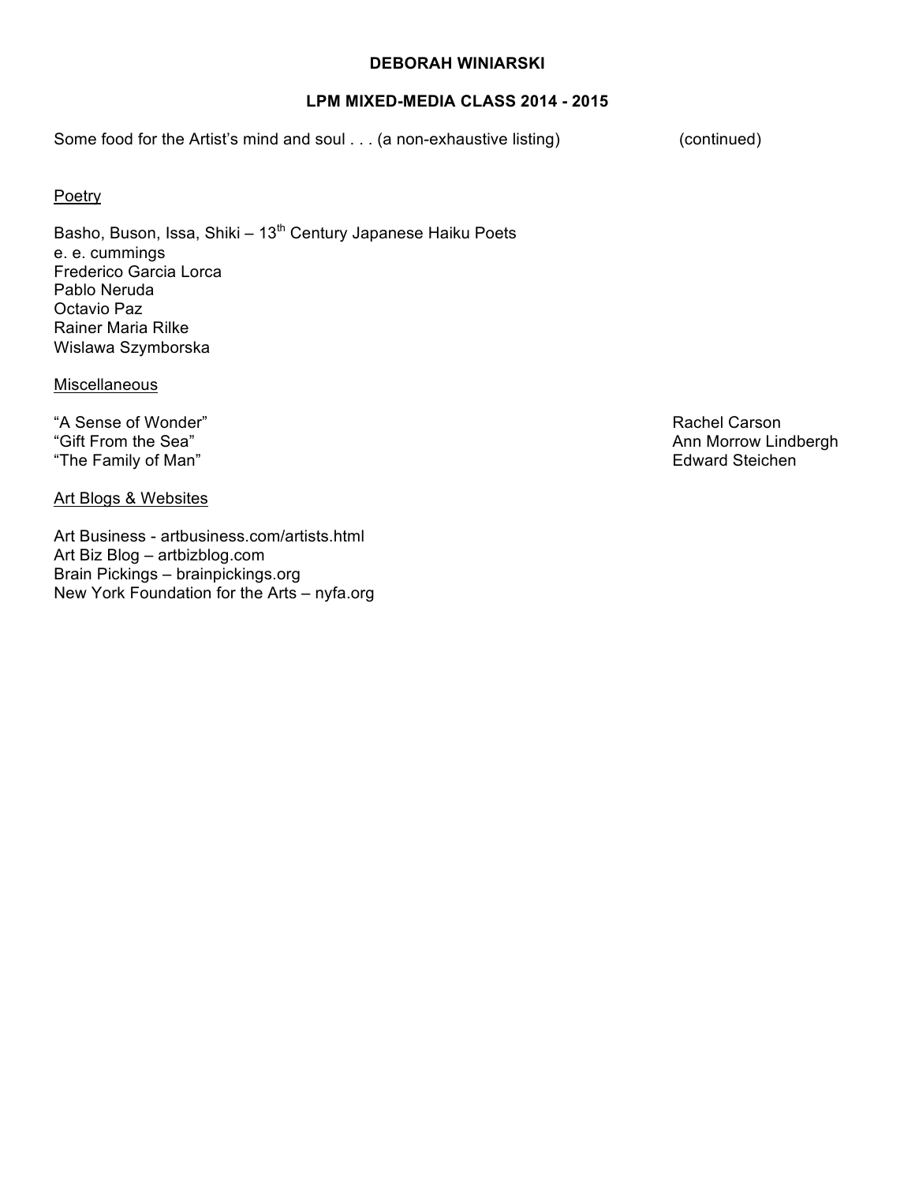**DEBORAH WINIARSKI**

**LPM MIXED-MEDIA CLASS 2014 - 2015**

Some food for the Artist's mind and soul . . . (a non-exhaustive listing) (continued)

<u>Poetry</u>

Basho, Buson, Issa, Shiki – 13th Century Japanese Haiku Poets
e. e. cummings
Frederico Garcia Lorca
Pablo Neruda
Octavio Paz
Rainer Maria Rilke
Wislawa Szymborska

<u>Miscellaneous</u>

"A Sense of Wonder" Rachel Carson
"Gift From the Sea" Ann Morrow Lindbergh
"The Family of Man" Edward Steichen

<u>Art Blogs & Websites</u>

Art Business - artbusiness.com/artists.html
Art Biz Blog – artbizblog.com
Brain Pickings – brainpickings.org
New York Foundation for the Arts – nyfa.org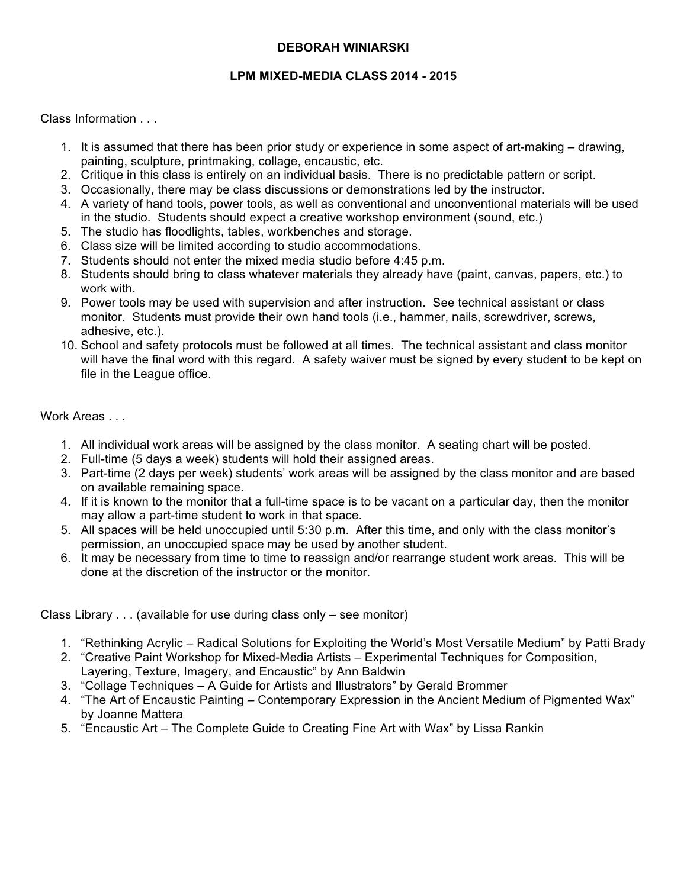**DEBORAH WINIARSKI**

**LPM MIXED-MEDIA CLASS 2014 - 2015**

Class Information . . .

1. It is assumed that there has been prior study or experience in some aspect of art-making – drawing, painting, sculpture, printmaking, collage, encaustic, etc.
2. Critique in this class is entirely on an individual basis. There is no predictable pattern or script.
3. Occasionally, there may be class discussions or demonstrations led by the instructor.
4. A variety of hand tools, power tools, as well as conventional and unconventional materials will be used in the studio. Students should expect a creative workshop environment (sound, etc.)
5. The studio has floodlights, tables, workbenches and storage.
6. Class size will be limited according to studio accommodations.
7. Students should not enter the mixed media studio before 4:45 p.m.
8. Students should bring to class whatever materials they already have (paint, canvas, papers, etc.) to work with.
9. Power tools may be used with supervision and after instruction. See technical assistant or class monitor. Students must provide their own hand tools (i.e., hammer, nails, screwdriver, screws, adhesive, etc.).
10. School and safety protocols must be followed at all times. The technical assistant and class monitor will have the final word with this regard. A safety waiver must be signed by every student to be kept on file in the League office.

Work Areas . . .

1. All individual work areas will be assigned by the class monitor. A seating chart will be posted.
2. Full-time (5 days a week) students will hold their assigned areas.
3. Part-time (2 days per week) students' work areas will be assigned by the class monitor and are based on available remaining space.
4. If it is known to the monitor that a full-time space is to be vacant on a particular day, then the monitor may allow a part-time student to work in that space.
5. All spaces will be held unoccupied until 5:30 p.m. After this time, and only with the class monitor's permission, an unoccupied space may be used by another student.
6. It may be necessary from time to time to reassign and/or rearrange student work areas. This will be done at the discretion of the instructor or the monitor.

Class Library . . . (available for use during class only – see monitor)

1. "Rethinking Acrylic – Radical Solutions for Exploiting the World's Most Versatile Medium" by Patti Brady
2. "Creative Paint Workshop for Mixed-Media Artists – Experimental Techniques for Composition, Layering, Texture, Imagery, and Encaustic" by Ann Baldwin
3. "Collage Techniques – A Guide for Artists and Illustrators" by Gerald Brommer
4. "The Art of Encaustic Painting – Contemporary Expression in the Ancient Medium of Pigmented Wax" by Joanne Mattera
5. "Encaustic Art – The Complete Guide to Creating Fine Art with Wax" by Lissa Rankin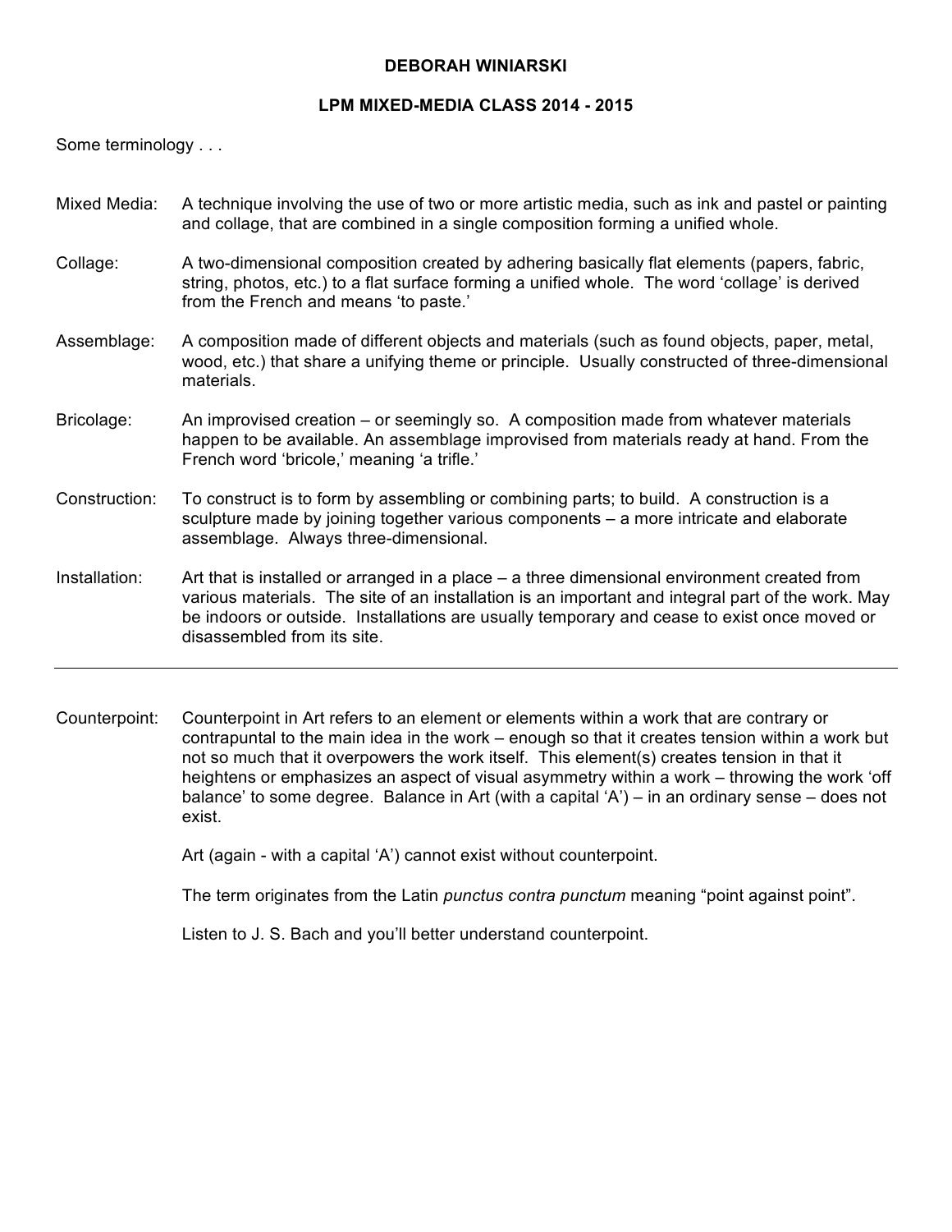**DEBORAH WINIARSKI**

**LPM MIXED-MEDIA CLASS 2014 - 2015**

Some terminology . . .

**Mixed Media:** A technique involving the use of two or more artistic media, such as ink and pastel or painting and collage, that are combined in a single composition forming a unified whole.

**Collage:** A two-dimensional composition created by adhering basically flat elements (papers, fabric, string, photos, etc.) to a flat surface forming a unified whole. The word 'collage' is derived from the French and means 'to paste.'

**Assemblage:** A composition made of different objects and materials (such as found objects, paper, metal, wood, etc.) that share a unifying theme or principle. Usually constructed of three-dimensional materials.

**Bricolage:** An improvised creation – or seemingly so. A composition made from whatever materials happen to be available. An assemblage improvised from materials ready at hand. From the French word 'bricole,' meaning 'a trifle.'

**Construction:** To construct is to form by assembling or combining parts; to build. A construction is a sculpture made by joining together various components – a more intricate and elaborate assemblage. Always three-dimensional.

**Installation:** Art that is installed or arranged in a place – a three dimensional environment created from various materials. The site of an installation is an important and integral part of the work. May be indoors or outside. Installations are usually temporary and cease to exist once moved or disassembled from its site.

---

**Counterpoint:** Counterpoint in Art refers to an element or elements within a work that are contrary or contrapuntal to the main idea in the work – enough so that it creates tension within a work but not so much that it overpowers the work itself. This element(s) creates tension in that it heightens or emphasizes an aspect of visual asymmetry within a work – throwing the work 'off balance' to some degree. Balance in Art (with a capital 'A') – in an ordinary sense – does not exist.

Art (again - with a capital 'A') cannot exist without counterpoint.

The term originates from the Latin *punctus contra punctum* meaning "point against point".

Listen to J. S. Bach and you'll better understand counterpoint.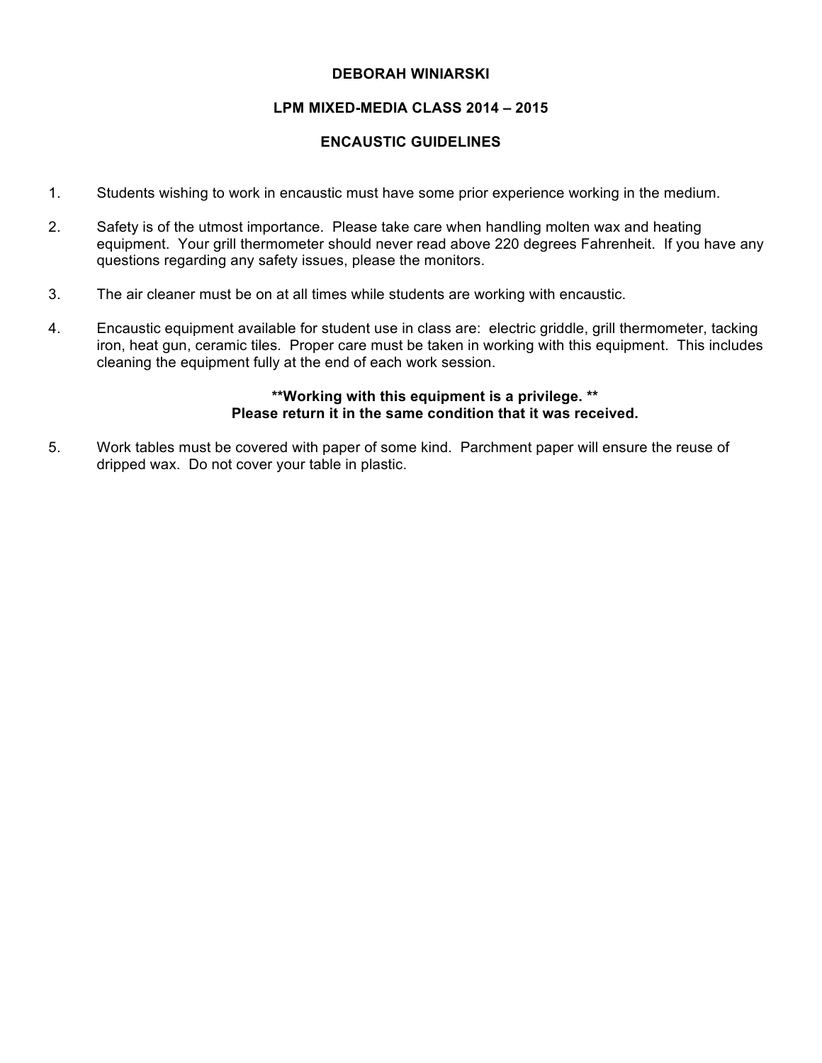**DEBORAH WINIARSKI**

**LPM MIXED-MEDIA CLASS 2014 – 2015**

**ENCAUSTIC GUIDELINES**

1. Students wishing to work in encaustic must have some prior experience working in the medium.

2. Safety is of the utmost importance. Please take care when handling molten wax and heating equipment. Your grill thermometer should never read above 220 degrees Fahrenheit. If you have any questions regarding any safety issues, please the monitors.

3. The air cleaner must be on at all times while students are working with encaustic.

4. Encaustic equipment available for student use in class are: electric griddle, grill thermometer, tacking iron, heat gun, ceramic tiles. Proper care must be taken in working with this equipment. This includes cleaning the equipment fully at the end of each work session.

**\*\*Working with this equipment is a privilege. \*\***
**Please return it in the same condition that it was received.**

5. Work tables must be covered with paper of some kind. Parchment paper will ensure the reuse of dripped wax. Do not cover your table in plastic.